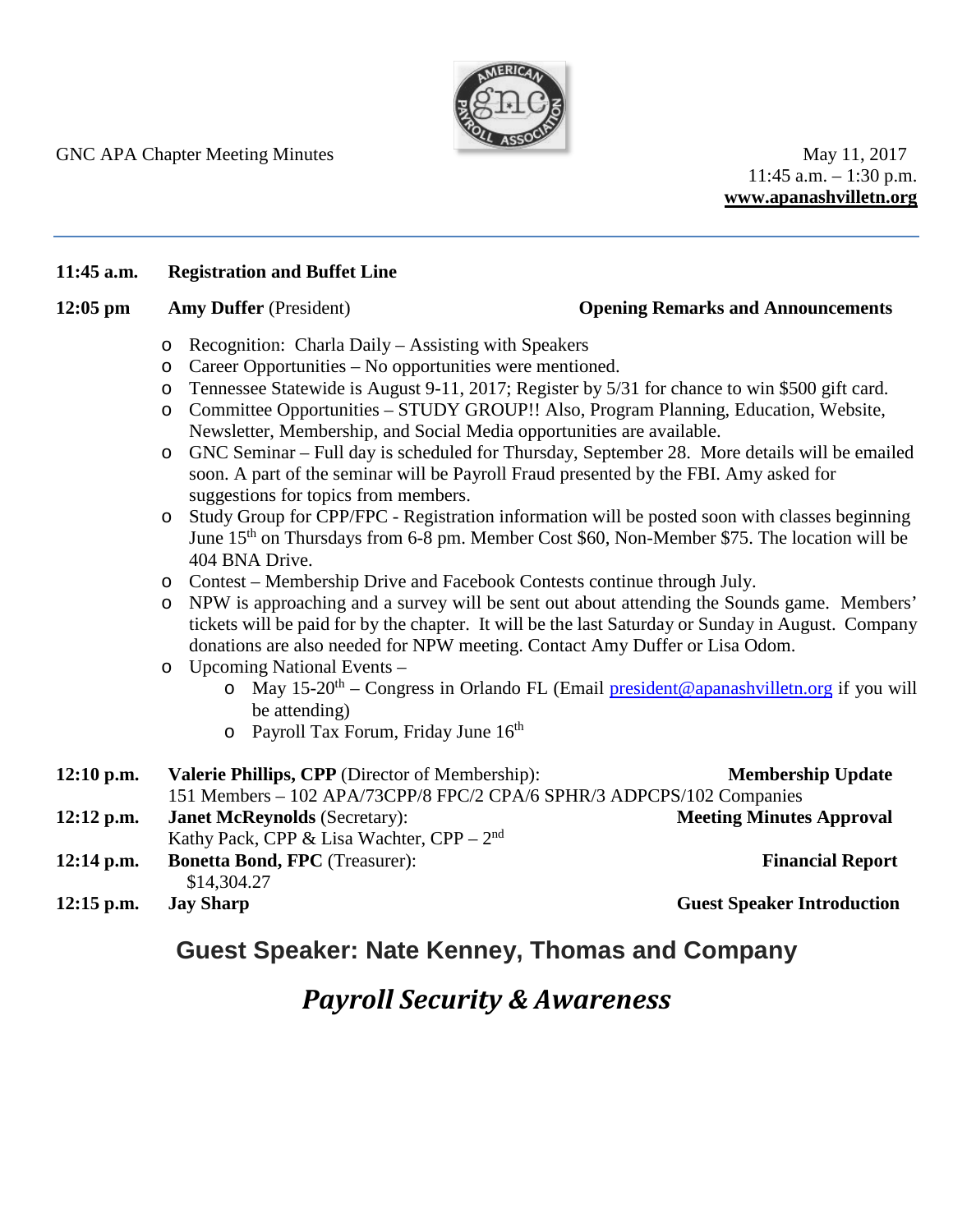GNC APA Chapter Meeting Minutes

May 11, 2017
11:45 a.m. – 1:30 p.m.
**www.apanashvilletn.org**

---

**11:45 a.m.** **Registration and Buffet Line**

**12:05 pm** **Amy Duffer** (President) — **Opening Remarks and Announcements**

- Recognition: Charla Daily – Assisting with Speakers
- Career Opportunities – No opportunities were mentioned.
- Tennessee Statewide is August 9-11, 2017; Register by 5/31 for chance to win $500 gift card.
- Committee Opportunities – STUDY GROUP!! Also, Program Planning, Education, Website, Newsletter, Membership, and Social Media opportunities are available.
- GNC Seminar – Full day is scheduled for Thursday, September 28. More details will be emailed soon. A part of the seminar will be Payroll Fraud presented by the FBI. Amy asked for suggestions for topics from members.
- Study Group for CPP/FPC - Registration information will be posted soon with classes beginning June 15th on Thursdays from 6-8 pm. Member Cost $60, Non-Member $75. The location will be 404 BNA Drive.
- Contest – Membership Drive and Facebook Contests continue through July.
- NPW is approaching and a survey will be sent out about attending the Sounds game. Members' tickets will be paid for by the chapter. It will be the last Saturday or Sunday in August. Company donations are also needed for NPW meeting. Contact Amy Duffer or Lisa Odom.
- Upcoming National Events –
  - May 15-20th – Congress in Orlando FL (Email president@apanashvilletn.org if you will be attending)
  - Payroll Tax Forum, Friday June 16th

**12:10 p.m.** **Valerie Phillips, CPP** (Director of Membership): — **Membership Update**
151 Members – 102 APA/73CPP/8 FPC/2 CPA/6 SPHR/3 ADPCPS/102 Companies

**12:12 p.m.** **Janet McReynolds** (Secretary): — **Meeting Minutes Approval**
Kathy Pack, CPP & Lisa Wachter, CPP – 2nd

**12:14 p.m.** **Bonetta Bond, FPC** (Treasurer): — **Financial Report**
$14,304.27

**12:15 p.m.** **Jay Sharp** — **Guest Speaker Introduction**

## Guest Speaker: Nate Kenney, Thomas and Company

## *Payroll Security & Awareness*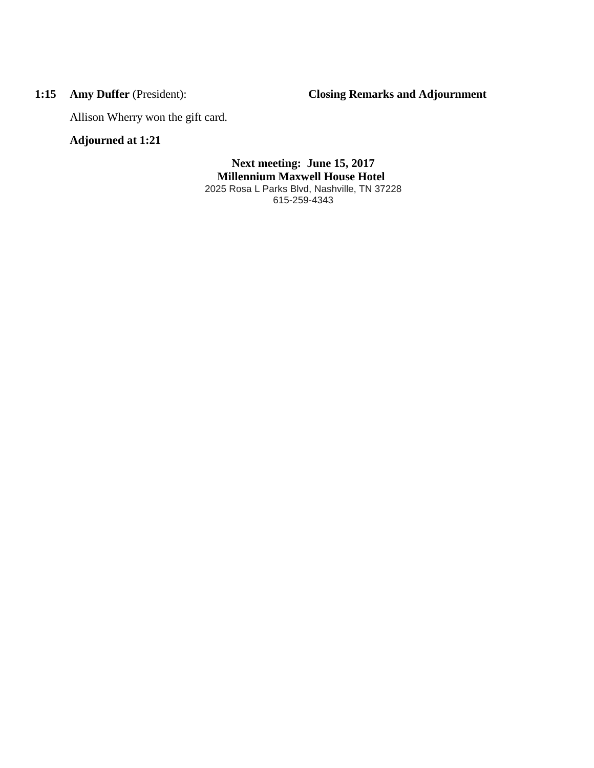**1:15** **Amy Duffer** (President): **Closing Remarks and Adjournment**

Allison Wherry won the gift card.

**Adjourned at 1:21**

**Next meeting: June 15, 2017**
**Millennium Maxwell House Hotel**
2025 Rosa L Parks Blvd, Nashville, TN 37228
615-259-4343